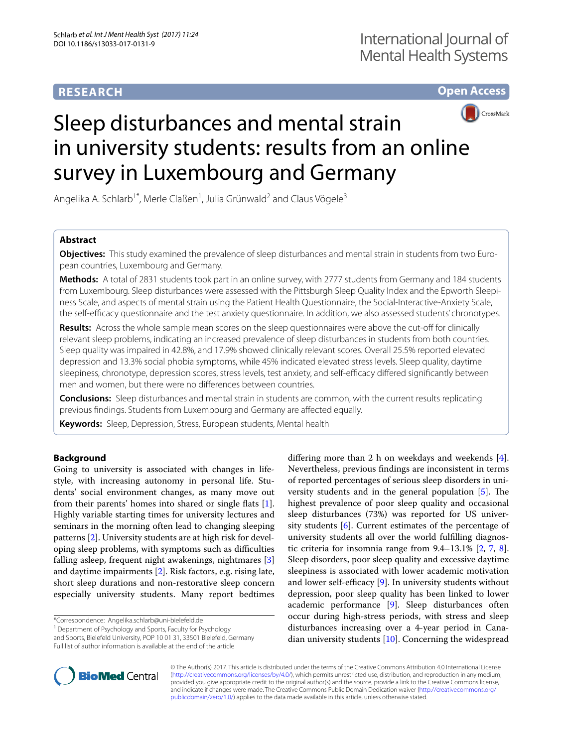RESEARCH

Open Access

# Sleep disturbances and mental strain in university students: results from an online survey in Luxembourg and Germany

Angelika A. Schlarb[1*], Merle Claßen[1], Julia Grünwald[2] and Claus Vögele[3]

## Abstract

**Objectives:** This study examined the prevalence of sleep disturbances and mental strain in students from two European countries, Luxembourg and Germany.

**Methods:** A total of 2831 students took part in an online survey, with 2777 students from Germany and 184 students from Luxembourg. Sleep disturbances were assessed with the Pittsburgh Sleep Quality Index and the Epworth Sleepiness Scale, and aspects of mental strain using the Patient Health Questionnaire, the Social-Interactive-Anxiety Scale, the self-efficacy questionnaire and the test anxiety questionnaire. In addition, we also assessed students' chronotypes.

**Results:** Across the whole sample mean scores on the sleep questionnaires were above the cut-off for clinically relevant sleep problems, indicating an increased prevalence of sleep disturbances in students from both countries. Sleep quality was impaired in 42.8%, and 17.9% showed clinically relevant scores. Overall 25.5% reported elevated depression and 13.3% social phobia symptoms, while 45% indicated elevated stress levels. Sleep quality, daytime sleepiness, chronotype, depression scores, stress levels, test anxiety, and self-efficacy differed significantly between men and women, but there were no differences between countries.

**Conclusions:** Sleep disturbances and mental strain in students are common, with the current results replicating previous findings. Students from Luxembourg and Germany are affected equally.

**Keywords:** Sleep, Depression, Stress, European students, Mental health

## Background

Going to university is associated with changes in lifestyle, with increasing autonomy in personal life. Students' social environment changes, as many move out from their parents' homes into shared or single flats [1]. Highly variable starting times for university lectures and seminars in the morning often lead to changing sleeping patterns [2]. University students are at high risk for developing sleep problems, with symptoms such as difficulties falling asleep, frequent night awakenings, nightmares [3] and daytime impairments [2]. Risk factors, e.g. rising late, short sleep durations and non-restorative sleep concern especially university students. Many report bedtimes differing more than 2 h on weekdays and weekends [4]. Nevertheless, previous findings are inconsistent in terms of reported percentages of serious sleep disorders in university students and in the general population [5]. The highest prevalence of poor sleep quality and occasional sleep disturbances (73%) was reported for US university students [6]. Current estimates of the percentage of university students all over the world fulfilling diagnostic criteria for insomnia range from 9.4–13.1% [2, 7, 8]. Sleep disorders, poor sleep quality and excessive daytime sleepiness is associated with lower academic motivation and lower self-efficacy [9]. In university students without depression, poor sleep quality has been linked to lower academic performance [9]. Sleep disturbances often occur during high-stress periods, with stress and sleep disturbances increasing over a 4-year period in Canadian university students [10]. Concerning the widespread

*Correspondence: Angelika.schlarb@uni-bielefeld.de
[1] Department of Psychology and Sports, Faculty for Psychology and Sports, Bielefeld University, POP 10 01 31, 33501 Bielefeld, Germany
Full list of author information is available at the end of the article

© The Author(s) 2017. This article is distributed under the terms of the Creative Commons Attribution 4.0 International License (http://creativecommons.org/licenses/by/4.0/), which permits unrestricted use, distribution, and reproduction in any medium, provided you give appropriate credit to the original author(s) and the source, provide a link to the Creative Commons license, and indicate if changes were made. The Creative Commons Public Domain Dedication waiver (http://creativecommons.org/publicdomain/zero/1.0/) applies to the data made available in this article, unless otherwise stated.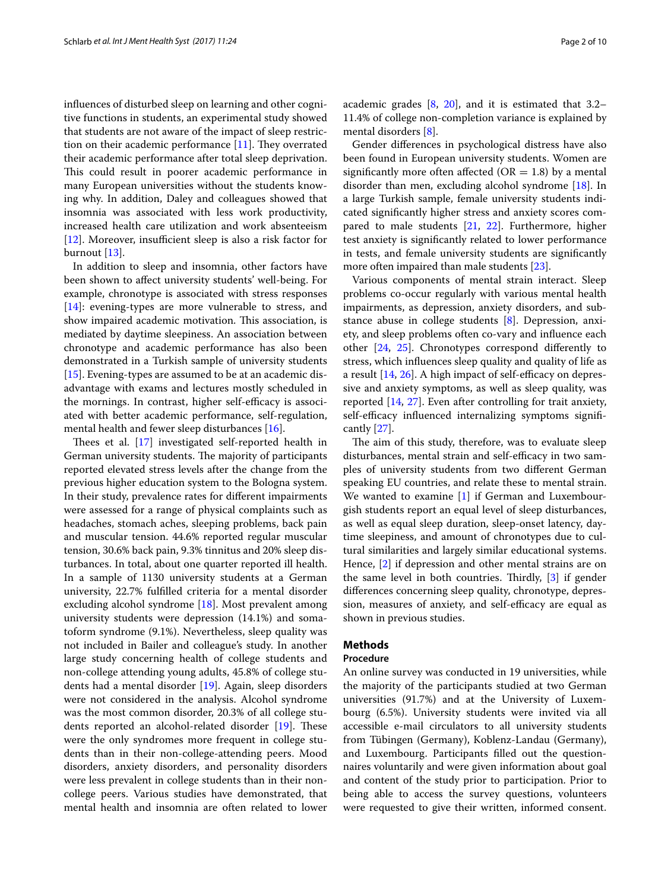influences of disturbed sleep on learning and other cognitive functions in students, an experimental study showed that students are not aware of the impact of sleep restriction on their academic performance [11]. They overrated their academic performance after total sleep deprivation. This could result in poorer academic performance in many European universities without the students knowing why. In addition, Daley and colleagues showed that insomnia was associated with less work productivity, increased health care utilization and work absenteeism [12]. Moreover, insufficient sleep is also a risk factor for burnout [13].

In addition to sleep and insomnia, other factors have been shown to affect university students' well-being. For example, chronotype is associated with stress responses [14]: evening-types are more vulnerable to stress, and show impaired academic motivation. This association, is mediated by daytime sleepiness. An association between chronotype and academic performance has also been demonstrated in a Turkish sample of university students [15]. Evening-types are assumed to be at an academic disadvantage with exams and lectures mostly scheduled in the mornings. In contrast, higher self-efficacy is associated with better academic performance, self-regulation, mental health and fewer sleep disturbances [16].

Thees et al. [17] investigated self-reported health in German university students. The majority of participants reported elevated stress levels after the change from the previous higher education system to the Bologna system. In their study, prevalence rates for different impairments were assessed for a range of physical complaints such as headaches, stomach aches, sleeping problems, back pain and muscular tension. 44.6% reported regular muscular tension, 30.6% back pain, 9.3% tinnitus and 20% sleep disturbances. In total, about one quarter reported ill health. In a sample of 1130 university students at a German university, 22.7% fulfilled criteria for a mental disorder excluding alcohol syndrome [18]. Most prevalent among university students were depression (14.1%) and somatoform syndrome (9.1%). Nevertheless, sleep quality was not included in Bailer and colleague's study. In another large study concerning health of college students and non-college attending young adults, 45.8% of college students had a mental disorder [19]. Again, sleep disorders were not considered in the analysis. Alcohol syndrome was the most common disorder, 20.3% of all college students reported an alcohol-related disorder [19]. These were the only syndromes more frequent in college students than in their non-college-attending peers. Mood disorders, anxiety disorders, and personality disorders were less prevalent in college students than in their non-college peers. Various studies have demonstrated, that mental health and insomnia are often related to lower academic grades [8, 20], and it is estimated that 3.2–11.4% of college non-completion variance is explained by mental disorders [8].

Gender differences in psychological distress have also been found in European university students. Women are significantly more often affected (OR = 1.8) by a mental disorder than men, excluding alcohol syndrome [18]. In a large Turkish sample, female university students indicated significantly higher stress and anxiety scores compared to male students [21, 22]. Furthermore, higher test anxiety is significantly related to lower performance in tests, and female university students are significantly more often impaired than male students [23].

Various components of mental strain interact. Sleep problems co-occur regularly with various mental health impairments, as depression, anxiety disorders, and substance abuse in college students [8]. Depression, anxiety, and sleep problems often co-vary and influence each other [24, 25]. Chronotypes correspond differently to stress, which influences sleep quality and quality of life as a result [14, 26]. A high impact of self-efficacy on depressive and anxiety symptoms, as well as sleep quality, was reported [14, 27]. Even after controlling for trait anxiety, self-efficacy influenced internalizing symptoms significantly [27].

The aim of this study, therefore, was to evaluate sleep disturbances, mental strain and self-efficacy in two samples of university students from two different German speaking EU countries, and relate these to mental strain. We wanted to examine [1] if German and Luxembourgish students report an equal level of sleep disturbances, as well as equal sleep duration, sleep-onset latency, daytime sleepiness, and amount of chronotypes due to cultural similarities and largely similar educational systems. Hence, [2] if depression and other mental strains are on the same level in both countries. Thirdly, [3] if gender differences concerning sleep quality, chronotype, depression, measures of anxiety, and self-efficacy are equal as shown in previous studies.

## Methods

### Procedure

An online survey was conducted in 19 universities, while the majority of the participants studied at two German universities (91.7%) and at the University of Luxembourg (6.5%). University students were invited via all accessible e-mail circulators to all university students from Tübingen (Germany), Koblenz-Landau (Germany), and Luxembourg. Participants filled out the questionnaires voluntarily and were given information about goal and content of the study prior to participation. Prior to being able to access the survey questions, volunteers were requested to give their written, informed consent.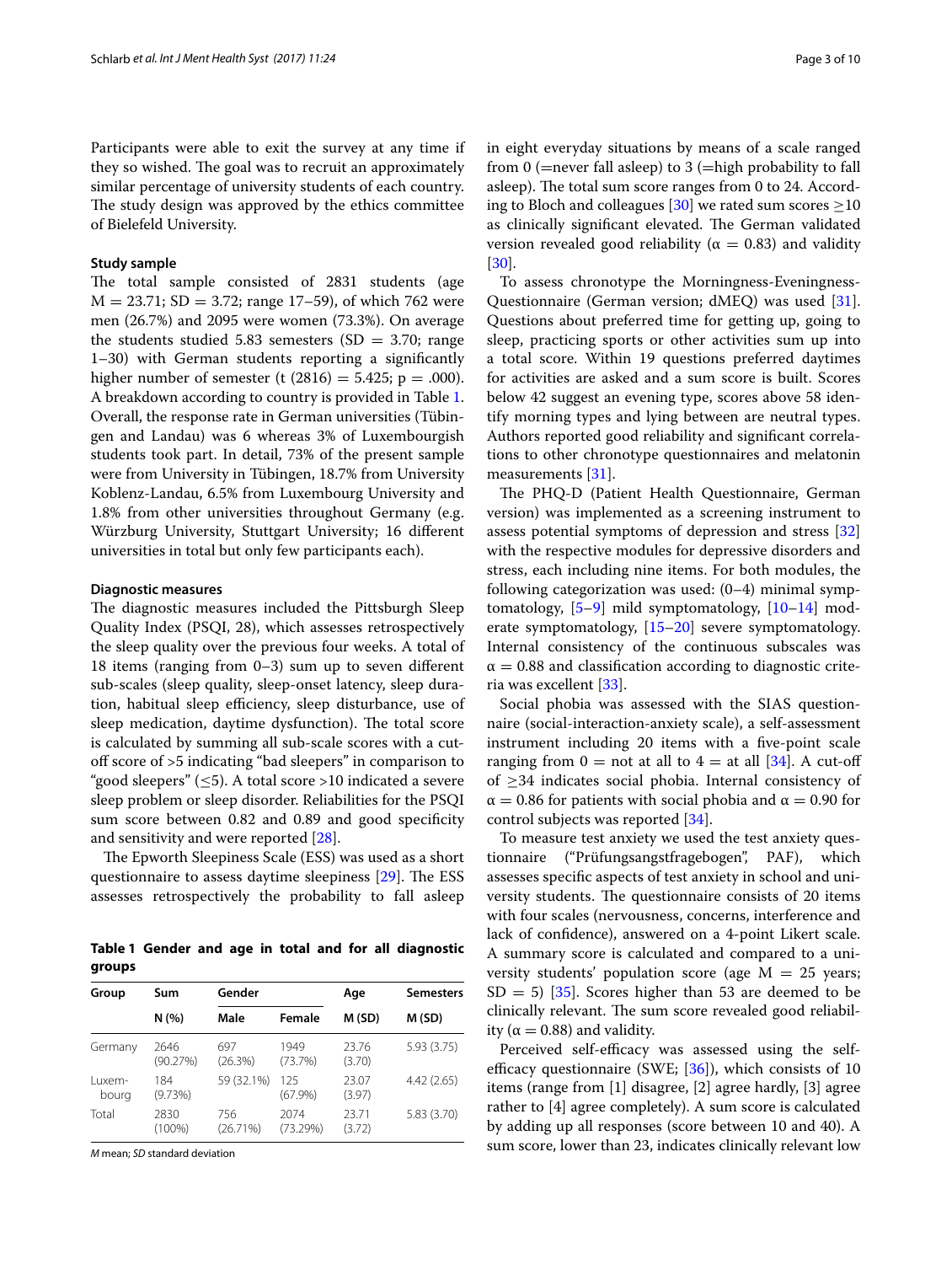Participants were able to exit the survey at any time if they so wished. The goal was to recruit an approximately similar percentage of university students of each country. The study design was approved by the ethics committee of Bielefeld University.

### Study sample

The total sample consisted of 2831 students (age M = 23.71; SD = 3.72; range 17–59), of which 762 were men (26.7%) and 2095 were women (73.3%). On average the students studied 5.83 semesters (SD = 3.70; range 1–30) with German students reporting a significantly higher number of semester ($t (2816) = 5.425$; $p = .000$). A breakdown according to country is provided in Table 1. Overall, the response rate in German universities (Tübingen and Landau) was 6 whereas 3% of Luxembourgish students took part. In detail, 73% of the present sample were from University in Tübingen, 18.7% from University Koblenz-Landau, 6.5% from Luxembourg University and 1.8% from other universities throughout Germany (e.g. Würzburg University, Stuttgart University; 16 different universities in total but only few participants each).

### Diagnostic measures

The diagnostic measures included the Pittsburgh Sleep Quality Index (PSQI, 28), which assesses retrospectively the sleep quality over the previous four weeks. A total of 18 items (ranging from 0–3) sum up to seven different sub-scales (sleep quality, sleep-onset latency, sleep duration, habitual sleep efficiency, sleep disturbance, use of sleep medication, daytime dysfunction). The total score is calculated by summing all sub-scale scores with a cut-off score of >5 indicating "bad sleepers" in comparison to "good sleepers" (≤5). A total score >10 indicated a severe sleep problem or sleep disorder. Reliabilities for the PSQI sum score between 0.82 and 0.89 and good specificity and sensitivity and were reported [28].

The Epworth Sleepiness Scale (ESS) was used as a short questionnaire to assess daytime sleepiness [29]. The ESS assesses retrospectively the probability to fall asleep in eight everyday situations by means of a scale ranged from 0 (=never fall asleep) to 3 (=high probability to fall asleep). The total sum score ranges from 0 to 24. According to Bloch and colleagues [30] we rated sum scores ≥10 as clinically significant elevated. The German validated version revealed good reliability ($\alpha = 0.83$) and validity [30].

To assess chronotype the Morningness-Eveningness-Questionnaire (German version; dMEQ) was used [31]. Questions about preferred time for getting up, going to sleep, practicing sports or other activities sum up into a total score. Within 19 questions preferred daytimes for activities are asked and a sum score is built. Scores below 42 suggest an evening type, scores above 58 identify morning types and lying between are neutral types. Authors reported good reliability and significant correlations to other chronotype questionnaires and melatonin measurements [31].

The PHQ-D (Patient Health Questionnaire, German version) was implemented as a screening instrument to assess potential symptoms of depression and stress [32] with the respective modules for depressive disorders and stress, each including nine items. For both modules, the following categorization was used: (0–4) minimal symptomatology, [5–9] mild symptomatology, [10–14] moderate symptomatology, [15–20] severe symptomatology. Internal consistency of the continuous subscales was $\alpha = 0.88$ and classification according to diagnostic criteria was excellent [33].

Social phobia was assessed with the SIAS questionnaire (social-interaction-anxiety scale), a self-assessment instrument including 20 items with a five-point scale ranging from 0 = not at all to 4 = at all [34]. A cut-off of ≥34 indicates social phobia. Internal consistency of $\alpha = 0.86$ for patients with social phobia and $\alpha = 0.90$ for control subjects was reported [34].

To measure test anxiety we used the test anxiety questionnaire ("Prüfungsangstfragebogen", PAF), which assesses specific aspects of test anxiety in school and university students. The questionnaire consists of 20 items with four scales (nervousness, concerns, interference and lack of confidence), answered on a 4-point Likert scale. A summary score is calculated and compared to a university students' population score (age M = 25 years; SD = 5) [35]. Scores higher than 53 are deemed to be clinically relevant. The sum score revealed good reliability ($\alpha = 0.88$) and validity.

Perceived self-efficacy was assessed using the self-efficacy questionnaire (SWE; [36]), which consists of 10 items (range from [1] disagree, [2] agree hardly, [3] agree rather to [4] agree completely). A sum score is calculated by adding up all responses (score between 10 and 40). A sum score, lower than 23, indicates clinically relevant low

**Table 1 Gender and age in total and for all diagnostic groups**

| Group | Sum | Gender | | Age | Semesters |
|---|---|---|---|---|---|
| | N (%) | Male | Female | M (SD) | M (SD) |
| Germany | 2646 (90.27%) | 697 (26.3%) | 1949 (73.7%) | 23.76 (3.70) | 5.93 (3.75) |
| Luxembourg | 184 (9.73%) | 59 (32.1%) | 125 (67.9%) | 23.07 (3.97) | 4.42 (2.65) |
| Total | 2830 (100%) | 756 (26.71%) | 2074 (73.29%) | 23.71 (3.72) | 5.83 (3.70) |

*M* mean; *SD* standard deviation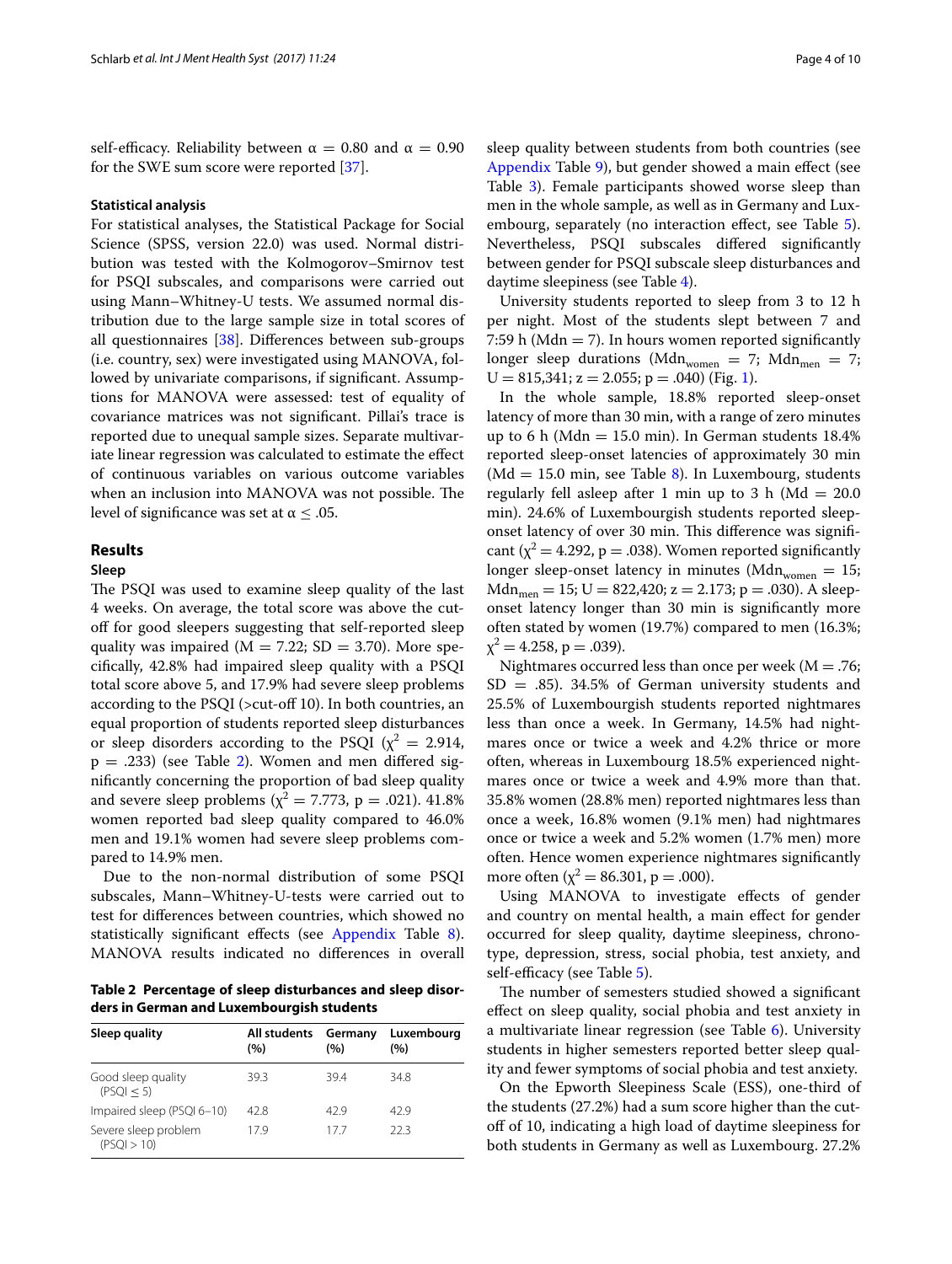self-efficacy. Reliability between α = 0.80 and α = 0.90 for the SWE sum score were reported [37].

#### Statistical analysis

For statistical analyses, the Statistical Package for Social Science (SPSS, version 22.0) was used. Normal distribution was tested with the Kolmogorov–Smirnov test for PSQI subscales, and comparisons were carried out using Mann–Whitney-U tests. We assumed normal distribution due to the large sample size in total scores of all questionnaires [38]. Differences between sub-groups (i.e. country, sex) were investigated using MANOVA, followed by univariate comparisons, if significant. Assumptions for MANOVA were assessed: test of equality of covariance matrices was not significant. Pillai's trace is reported due to unequal sample sizes. Separate multivariate linear regression was calculated to estimate the effect of continuous variables on various outcome variables when an inclusion into MANOVA was not possible. The level of significance was set at $\alpha \leq .05$.

## Results

### Sleep

The PSQI was used to examine sleep quality of the last 4 weeks. On average, the total score was above the cut-off for good sleepers suggesting that self-reported sleep quality was impaired (M = 7.22; SD = 3.70). More specifically, 42.8% had impaired sleep quality with a PSQI total score above 5, and 17.9% had severe sleep problems according to the PSQI (>cut-off 10). In both countries, an equal proportion of students reported sleep disturbances or sleep disorders according to the PSQI ($\chi^2 = 2.914$, $p = .233$) (see Table 2). Women and men differed significantly concerning the proportion of bad sleep quality and severe sleep problems ($\chi^2 = 7.773$, $p = .021$). 41.8% women reported bad sleep quality compared to 46.0% men and 19.1% women had severe sleep problems compared to 14.9% men.

Due to the non-normal distribution of some PSQI subscales, Mann–Whitney-U-tests were carried out to test for differences between countries, which showed no statistically significant effects (see Appendix Table 8). MANOVA results indicated no differences in overall sleep quality between students from both countries (see Appendix Table 9), but gender showed a main effect (see Table 3). Female participants showed worse sleep than men in the whole sample, as well as in Germany and Luxembourg, separately (no interaction effect, see Table 5). Nevertheless, PSQI subscales differed significantly between gender for PSQI subscale sleep disturbances and daytime sleepiness (see Table 4).

**Table 2 Percentage of sleep disturbances and sleep disorders in German and Luxembourgish students**

| Sleep quality | All students (%) | Germany (%) | Luxembourg (%) |
|---|---|---|---|
| Good sleep quality (PSQI ≤ 5) | 39.3 | 39.4 | 34.8 |
| Impaired sleep (PSQI 6–10) | 42.8 | 42.9 | 42.9 |
| Severe sleep problem (PSQI > 10) | 17.9 | 17.7 | 22.3 |

University students reported to sleep from 3 to 12 h per night. Most of the students slept between 7 and 7:59 h (Mdn = 7). In hours women reported significantly longer sleep durations ($Mdn_{women} = 7$; $Mdn_{men} = 7$; U = 815,341; z = 2.055; p = .040) (Fig. 1).

In the whole sample, 18.8% reported sleep-onset latency of more than 30 min, with a range of zero minutes up to 6 h (Mdn = 15.0 min). In German students 18.4% reported sleep-onset latencies of approximately 30 min (Md = 15.0 min, see Table 8). In Luxembourg, students regularly fell asleep after 1 min up to 3 h (Md = 20.0 min). 24.6% of Luxembourgish students reported sleep-onset latency of over 30 min. This difference was significant ($\chi^2 = 4.292$, p = .038). Women reported significantly longer sleep-onset latency in minutes ($Mdn_{women} = 15$; $Mdn_{men} = 15$; U = 822,420; z = 2.173; p = .030). A sleep-onset latency longer than 30 min is significantly more often stated by women (19.7%) compared to men (16.3%; $\chi^2 = 4.258$, p = .039).

Nightmares occurred less than once per week (M = .76; SD = .85). 34.5% of German university students and 25.5% of Luxembourgish students reported nightmares less than once a week. In Germany, 14.5% had nightmares once or twice a week and 4.2% thrice or more often, whereas in Luxembourg 18.5% experienced nightmares once or twice a week and 4.9% more than that. 35.8% women (28.8% men) reported nightmares less than once a week, 16.8% women (9.1% men) had nightmares once or twice a week and 5.2% women (1.7% men) more often. Hence women experience nightmares significantly more often ($\chi^2 = 86.301$, p = .000).

Using MANOVA to investigate effects of gender and country on mental health, a main effect for gender occurred for sleep quality, daytime sleepiness, chronotype, depression, stress, social phobia, test anxiety, and self-efficacy (see Table 5).

The number of semesters studied showed a significant effect on sleep quality, social phobia and test anxiety in a multivariate linear regression (see Table 6). University students in higher semesters reported better sleep quality and fewer symptoms of social phobia and test anxiety.

On the Epworth Sleepiness Scale (ESS), one-third of the students (27.2%) had a sum score higher than the cut-off of 10, indicating a high load of daytime sleepiness for both students in Germany as well as Luxembourg. 27.2%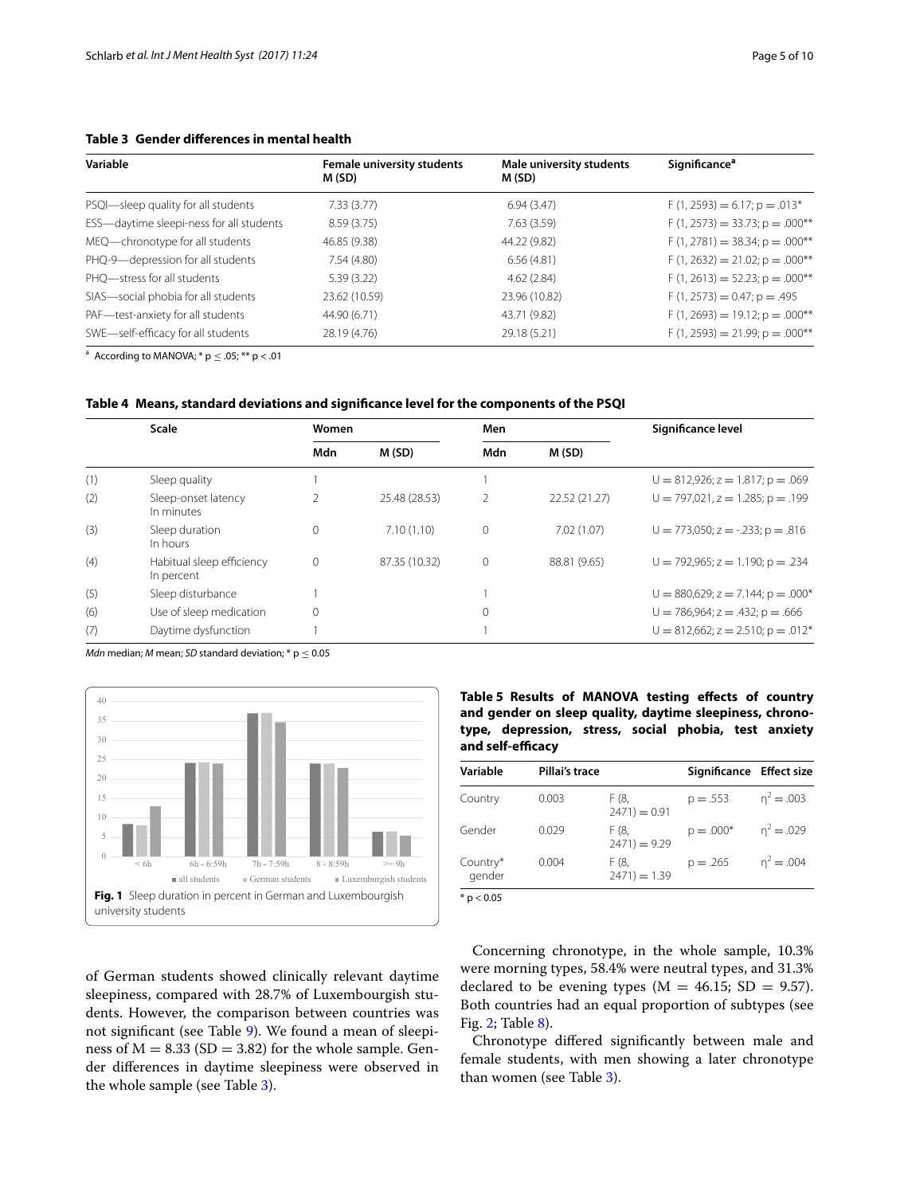**Table 3 Gender differences in mental health**

| Variable | Female university students M (SD) | Male university students M (SD) | Significance[a] |
|---|---|---|---|
| PSQI—sleep quality for all students | 7.33 (3.77) | 6.94 (3.47) | F (1, 2593) = 6.17; p = .013* |
| ESS—daytime sleepi-ness for all students | 8.59 (3.75) | 7.63 (3.59) | F (1, 2573) = 33.73; p = .000** |
| MEQ—chronotype for all students | 46.85 (9.38) | 44.22 (9.82) | F (1, 2781) = 38.34; p = .000** |
| PHQ-9—depression for all students | 7.54 (4.80) | 6.56 (4.81) | F (1, 2632) = 21.02; p = .000** |
| PHQ—stress for all students | 5.39 (3.22) | 4.62 (2.84) | F (1, 2613) = 52.23; p = .000** |
| SIAS—social phobia for all students | 23.62 (10.59) | 23.96 (10.82) | F (1, 2573) = 0.47; p = .495 |
| PAF—test-anxiety for all students | 44.90 (6.71) | 43.71 (9.82) | F (1, 2693) = 19.12; p = .000** |
| SWE—self-efficacy for all students | 28.19 (4.76) | 29.18 (5.21) | F (1, 2593) = 21.99; p = .000** |

[a] According to MANOVA; * p ≤ .05; ** p < .01

**Table 4 Means, standard deviations and significance level for the components of the PSQI**

| | Scale | Women | | Men | | Significance level |
|---|---|---|---|---|---|---|
| | | Mdn | M (SD) | Mdn | M (SD) | |
| (1) | Sleep quality | 1 | | 1 | | U = 812,926; z = 1.817; p = .069 |
| (2) | Sleep-onset latency In minutes | 2 | 25.48 (28.53) | 2 | 22.52 (21.27) | U = 797,021, z = 1.285; p = .199 |
| (3) | Sleep duration In hours | 0 | 7.10 (1.10) | 0 | 7.02 (1.07) | U = 773,050; z = -.233; p = .816 |
| (4) | Habitual sleep efficiency In percent | 0 | 87.35 (10.32) | 0 | 88.81 (9.65) | U = 792,965; z = 1.190; p = .234 |
| (5) | Sleep disturbance | 1 | | 1 | | U = 880,629; z = 7.144; p = .000* |
| (6) | Use of sleep medication | 0 | | 0 | | U = 786,964; z = .432; p = .666 |
| (7) | Daytime dysfunction | 1 | | 1 | | U = 812,662; z = 2.510; p = .012* |

*Mdn* median; *M* mean; *SD* standard deviation; * p ≤ 0.05

**Fig. 1** Sleep duration in percent in German and Luxembourgish university students

**Table 5 Results of MANOVA testing effects of country and gender on sleep quality, daytime sleepiness, chronotype, depression, stress, social phobia, test anxiety and self-efficacy**

| Variable | Pillai's trace | | Significance | Effect size |
|---|---|---|---|---|
| Country | 0.003 | F (8, 2471) = 0.91 | p = .553 | $\eta^2 = .003$ |
| Gender | 0.029 | F (8, 2471) = 9.29 | p = .000* | $\eta^2 = .029$ |
| Country* gender | 0.004 | F (8, 2471) = 1.39 | p = .265 | $\eta^2 = .004$ |

* p < 0.05

of German students showed clinically relevant daytime sleepiness, compared with 28.7% of Luxembourgish students. However, the comparison between countries was not significant (see Table 9). We found a mean of sleepiness of M = 8.33 (SD = 3.82) for the whole sample. Gender differences in daytime sleepiness were observed in the whole sample (see Table 3).

Concerning chronotype, in the whole sample, 10.3% were morning types, 58.4% were neutral types, and 31.3% declared to be evening types (M = 46.15; SD = 9.57). Both countries had an equal proportion of subtypes (see Fig. 2; Table 8).

Chronotype differed significantly between male and female students, with men showing a later chronotype than women (see Table 3).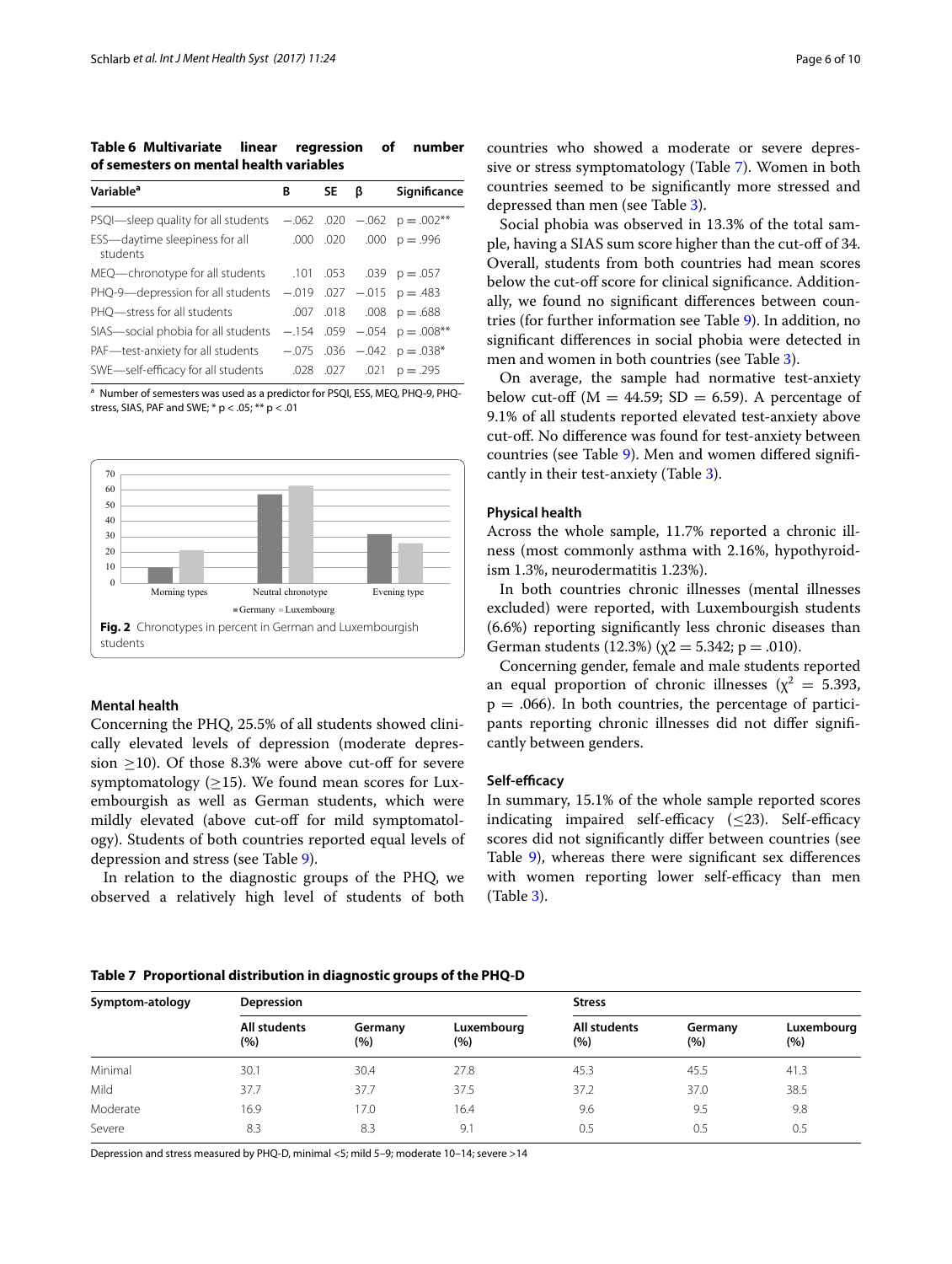**Table 6 Multivariate linear regression of number of semesters on mental health variables**

| Variable[a] | B | SE | β | Significance |
|---|---|---|---|---|
| PSQI—sleep quality for all students | −.062 | .020 | −.062 | $p = .002^{**}$ |
| ESS—daytime sleepiness for all students | .000 | .020 | .000 | $p = .996$ |
| MEQ—chronotype for all students | .101 | .053 | .039 | $p = .057$ |
| PHQ-9—depression for all students | −.019 | .027 | −.015 | $p = .483$ |
| PHQ—stress for all students | .007 | .018 | .008 | $p = .688$ |
| SIAS—social phobia for all students | −.154 | .059 | −.054 | $p = .008^{**}$ |
| PAF—test-anxiety for all students | −.075 | .036 | −.042 | $p = .038^{*}$ |
| SWE—self-efficacy for all students | .028 | .027 | .021 | $p = .295$ |

[a] Number of semesters was used as a predictor for PSQI, ESS, MEQ, PHQ-9, PHQ-stress, SIAS, PAF and SWE; * $p < .05$; ** $p < .01$

**Fig. 2** Chronotypes in percent in German and Luxembourgish students

### Mental health

Concerning the PHQ, 25.5% of all students showed clinically elevated levels of depression (moderate depression ≥10). Of those 8.3% were above cut-off for severe symptomatology (≥15). We found mean scores for Luxembourgish as well as German students, which were mildly elevated (above cut-off for mild symptomatology). Students of both countries reported equal levels of depression and stress (see Table 9).

In relation to the diagnostic groups of the PHQ, we observed a relatively high level of students of both countries who showed a moderate or severe depressive or stress symptomatology (Table 7). Women in both countries seemed to be significantly more stressed and depressed than men (see Table 3).

Social phobia was observed in 13.3% of the total sample, having a SIAS sum score higher than the cut-off of 34. Overall, students from both countries had mean scores below the cut-off score for clinical significance. Additionally, we found no significant differences between countries (for further information see Table 9). In addition, no significant differences in social phobia were detected in men and women in both countries (see Table 3).

On average, the sample had normative test-anxiety below cut-off ($M = 44.59$; $SD = 6.59$). A percentage of 9.1% of all students reported elevated test-anxiety above cut-off. No difference was found for test-anxiety between countries (see Table 9). Men and women differed significantly in their test-anxiety (Table 3).

### Physical health

Across the whole sample, 11.7% reported a chronic illness (most commonly asthma with 2.16%, hypothyroidism 1.3%, neurodermatitis 1.23%).

In both countries chronic illnesses (mental illnesses excluded) were reported, with Luxembourgish students (6.6%) reporting significantly less chronic diseases than German students (12.3%) ($\chi2 = 5.342$; $p = .010$).

Concerning gender, female and male students reported an equal proportion of chronic illnesses ($\chi^2 = 5.393$, $p = .066$). In both countries, the percentage of participants reporting chronic illnesses did not differ significantly between genders.

### Self-efficacy

In summary, 15.1% of the whole sample reported scores indicating impaired self-efficacy (≤23). Self-efficacy scores did not significantly differ between countries (see Table 9), whereas there were significant sex differences with women reporting lower self-efficacy than men (Table 3).

**Table 7 Proportional distribution in diagnostic groups of the PHQ-D**

| Symptom-atology | Depression | | | Stress | | |
|---|---|---|---|---|---|---|
| | All students (%) | Germany (%) | Luxembourg (%) | All students (%) | Germany (%) | Luxembourg (%) |
| Minimal | 30.1 | 30.4 | 27.8 | 45.3 | 45.5 | 41.3 |
| Mild | 37.7 | 37.7 | 37.5 | 37.2 | 37.0 | 38.5 |
| Moderate | 16.9 | 17.0 | 16.4 | 9.6 | 9.5 | 9.8 |
| Severe | 8.3 | 8.3 | 9.1 | 0.5 | 0.5 | 0.5 |

Depression and stress measured by PHQ-D, minimal <5; mild 5–9; moderate 10–14; severe >14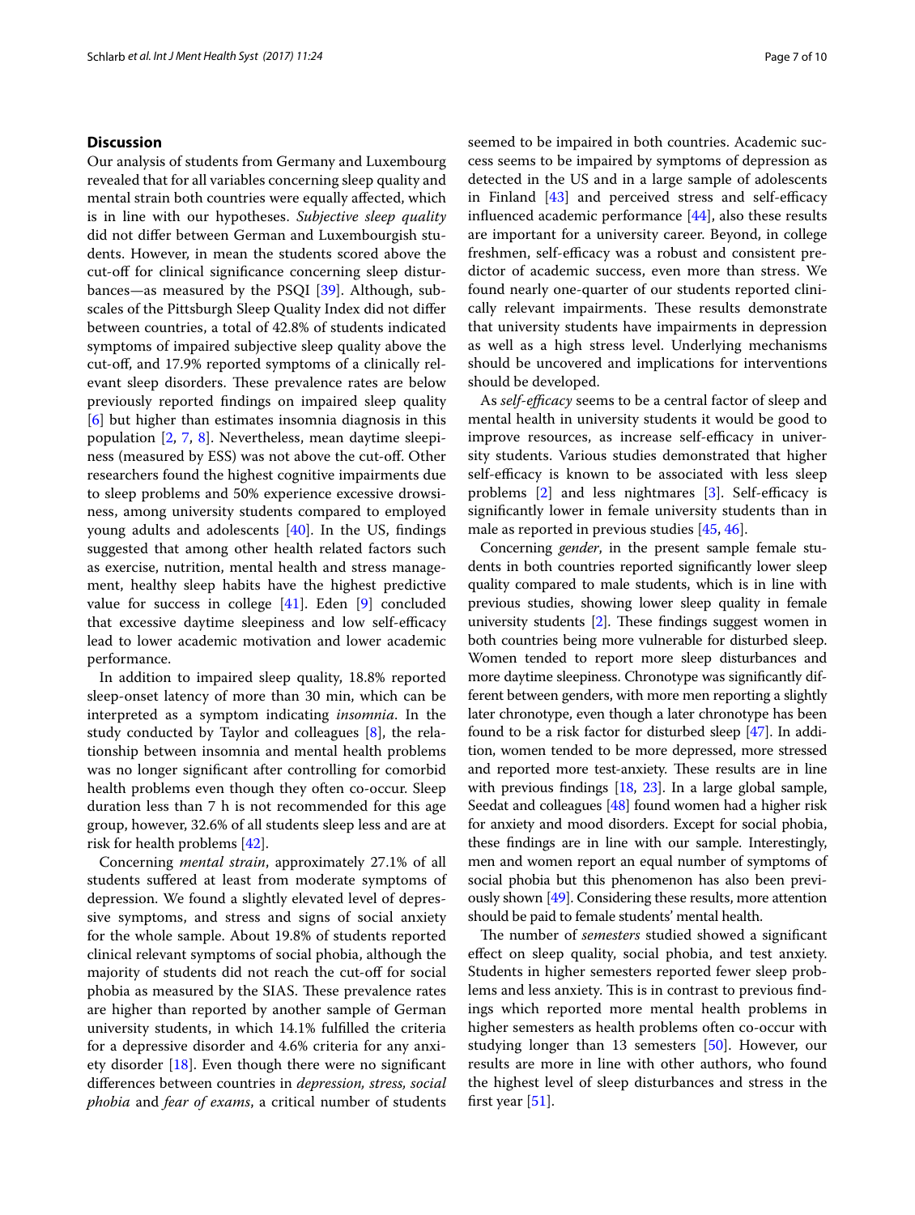## Discussion

Our analysis of students from Germany and Luxembourg revealed that for all variables concerning sleep quality and mental strain both countries were equally affected, which is in line with our hypotheses. *Subjective sleep quality* did not differ between German and Luxembourgish students. However, in mean the students scored above the cut-off for clinical significance concerning sleep disturbances—as measured by the PSQI [39]. Although, subscales of the Pittsburgh Sleep Quality Index did not differ between countries, a total of 42.8% of students indicated symptoms of impaired subjective sleep quality above the cut-off, and 17.9% reported symptoms of a clinically relevant sleep disorders. These prevalence rates are below previously reported findings on impaired sleep quality [6] but higher than estimates insomnia diagnosis in this population [2, 7, 8]. Nevertheless, mean daytime sleepiness (measured by ESS) was not above the cut-off. Other researchers found the highest cognitive impairments due to sleep problems and 50% experience excessive drowsiness, among university students compared to employed young adults and adolescents [40]. In the US, findings suggested that among other health related factors such as exercise, nutrition, mental health and stress management, healthy sleep habits have the highest predictive value for success in college [41]. Eden [9] concluded that excessive daytime sleepiness and low self-efficacy lead to lower academic motivation and lower academic performance.

In addition to impaired sleep quality, 18.8% reported sleep-onset latency of more than 30 min, which can be interpreted as a symptom indicating *insomnia*. In the study conducted by Taylor and colleagues [8], the relationship between insomnia and mental health problems was no longer significant after controlling for comorbid health problems even though they often co-occur. Sleep duration less than 7 h is not recommended for this age group, however, 32.6% of all students sleep less and are at risk for health problems [42].

Concerning *mental strain*, approximately 27.1% of all students suffered at least from moderate symptoms of depression. We found a slightly elevated level of depressive symptoms, and stress and signs of social anxiety for the whole sample. About 19.8% of students reported clinical relevant symptoms of social phobia, although the majority of students did not reach the cut-off for social phobia as measured by the SIAS. These prevalence rates are higher than reported by another sample of German university students, in which 14.1% fulfilled the criteria for a depressive disorder and 4.6% criteria for any anxiety disorder [18]. Even though there were no significant differences between countries in *depression, stress, social phobia* and *fear of exams*, a critical number of students seemed to be impaired in both countries. Academic success seems to be impaired by symptoms of depression as detected in the US and in a large sample of adolescents in Finland [43] and perceived stress and self-efficacy influenced academic performance [44], also these results are important for a university career. Beyond, in college freshmen, self-efficacy was a robust and consistent predictor of academic success, even more than stress. We found nearly one-quarter of our students reported clinically relevant impairments. These results demonstrate that university students have impairments in depression as well as a high stress level. Underlying mechanisms should be uncovered and implications for interventions should be developed.

As *self-efficacy* seems to be a central factor of sleep and mental health in university students it would be good to improve resources, as increase self-efficacy in university students. Various studies demonstrated that higher self-efficacy is known to be associated with less sleep problems [2] and less nightmares [3]. Self-efficacy is significantly lower in female university students than in male as reported in previous studies [45, 46].

Concerning *gender*, in the present sample female students in both countries reported significantly lower sleep quality compared to male students, which is in line with previous studies, showing lower sleep quality in female university students [2]. These findings suggest women in both countries being more vulnerable for disturbed sleep. Women tended to report more sleep disturbances and more daytime sleepiness. Chronotype was significantly different between genders, with more men reporting a slightly later chronotype, even though a later chronotype has been found to be a risk factor for disturbed sleep [47]. In addition, women tended to be more depressed, more stressed and reported more test-anxiety. These results are in line with previous findings [18, 23]. In a large global sample, Seedat and colleagues [48] found women had a higher risk for anxiety and mood disorders. Except for social phobia, these findings are in line with our sample. Interestingly, men and women report an equal number of symptoms of social phobia but this phenomenon has also been previously shown [49]. Considering these results, more attention should be paid to female students' mental health.

The number of *semesters* studied showed a significant effect on sleep quality, social phobia, and test anxiety. Students in higher semesters reported fewer sleep problems and less anxiety. This is in contrast to previous findings which reported more mental health problems in higher semesters as health problems often co-occur with studying longer than 13 semesters [50]. However, our results are more in line with other authors, who found the highest level of sleep disturbances and stress in the first year [51].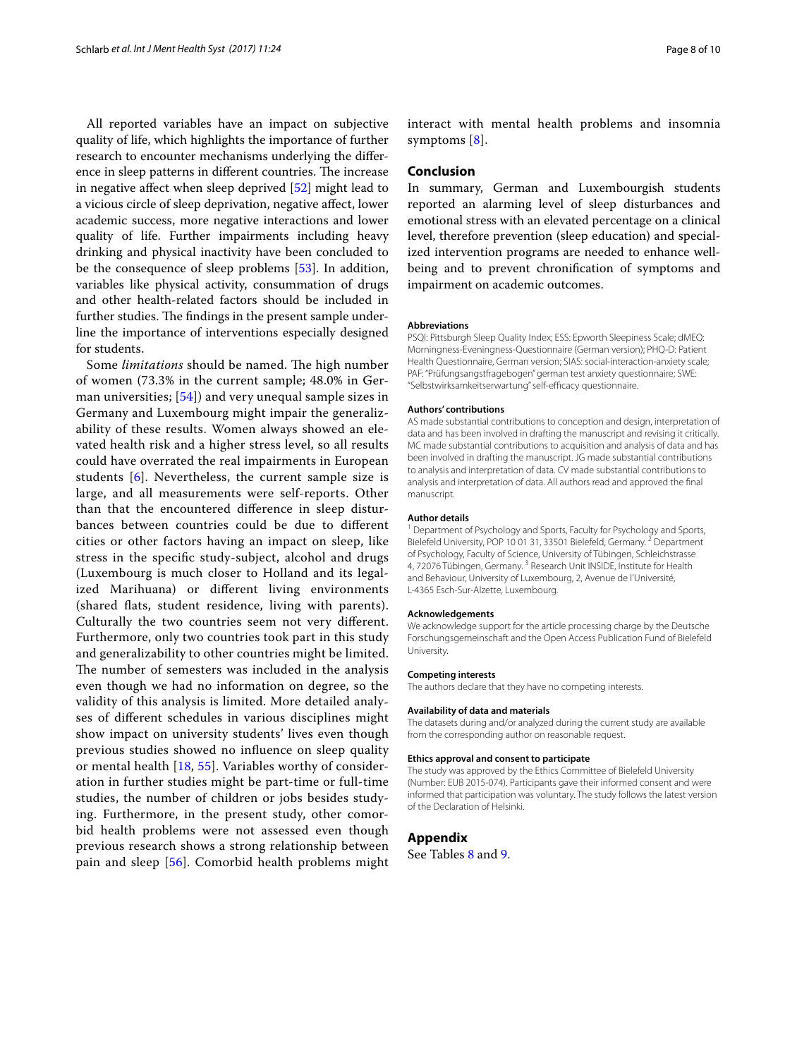All reported variables have an impact on subjective quality of life, which highlights the importance of further research to encounter mechanisms underlying the difference in sleep patterns in different countries. The increase in negative affect when sleep deprived [52] might lead to a vicious circle of sleep deprivation, negative affect, lower academic success, more negative interactions and lower quality of life. Further impairments including heavy drinking and physical inactivity have been concluded to be the consequence of sleep problems [53]. In addition, variables like physical activity, consummation of drugs and other health-related factors should be included in further studies. The findings in the present sample underline the importance of interventions especially designed for students.

Some *limitations* should be named. The high number of women (73.3% in the current sample; 48.0% in German universities; [54]) and very unequal sample sizes in Germany and Luxembourg might impair the generalizability of these results. Women always showed an elevated health risk and a higher stress level, so all results could have overrated the real impairments in European students [6]. Nevertheless, the current sample size is large, and all measurements were self-reports. Other than that the encountered difference in sleep disturbances between countries could be due to different cities or other factors having an impact on sleep, like stress in the specific study-subject, alcohol and drugs (Luxembourg is much closer to Holland and its legalized Marihuana) or different living environments (shared flats, student residence, living with parents). Culturally the two countries seem not very different. Furthermore, only two countries took part in this study and generalizability to other countries might be limited. The number of semesters was included in the analysis even though we had no information on degree, so the validity of this analysis is limited. More detailed analyses of different schedules in various disciplines might show impact on university students' lives even though previous studies showed no influence on sleep quality or mental health [18, 55]. Variables worthy of consideration in further studies might be part-time or full-time studies, the number of children or jobs besides studying. Furthermore, in the present study, other comorbid health problems were not assessed even though previous research shows a strong relationship between pain and sleep [56]. Comorbid health problems might interact with mental health problems and insomnia symptoms [8].

## Conclusion

In summary, German and Luxembourgish students reported an alarming level of sleep disturbances and emotional stress with an elevated percentage on a clinical level, therefore prevention (sleep education) and specialized intervention programs are needed to enhance wellbeing and to prevent chronification of symptoms and impairment on academic outcomes.

#### Abbreviations

PSQI: Pittsburgh Sleep Quality Index; ESS: Epworth Sleepiness Scale; dMEQ: Morningness-Eveningness-Questionnaire (German version); PHQ-D: Patient Health Questionnaire, German version; SIAS: social-interaction-anxiety scale; PAF: "Prüfungsangstfragebogen" german test anxiety questionnaire; SWE: "Selbstwirksamkeitserwartung" self-efficacy questionnaire.

#### Authors' contributions

AS made substantial contributions to conception and design, interpretation of data and has been involved in drafting the manuscript and revising it critically. MC made substantial contributions to acquisition and analysis of data and has been involved in drafting the manuscript. JG made substantial contributions to analysis and interpretation of data. CV made substantial contributions to analysis and interpretation of data. All authors read and approved the final manuscript.

#### Author details

[1] Department of Psychology and Sports, Faculty for Psychology and Sports, Bielefeld University, POP 10 01 31, 33501 Bielefeld, Germany. [2] Department of Psychology, Faculty of Science, University of Tübingen, Schleichstrasse 4, 72076 Tübingen, Germany. [3] Research Unit INSIDE, Institute for Health and Behaviour, University of Luxembourg, 2, Avenue de l'Université, L-4365 Esch-Sur-Alzette, Luxembourg.

#### Acknowledgements

We acknowledge support for the article processing charge by the Deutsche Forschungsgemeinschaft and the Open Access Publication Fund of Bielefeld University.

#### Competing interests

The authors declare that they have no competing interests.

#### Availability of data and materials

The datasets during and/or analyzed during the current study are available from the corresponding author on reasonable request.

#### Ethics approval and consent to participate

The study was approved by the Ethics Committee of Bielefeld University (Number: EUB 2015-074). Participants gave their informed consent and were informed that participation was voluntary. The study follows the latest version of the Declaration of Helsinki.

## Appendix

See Tables 8 and 9.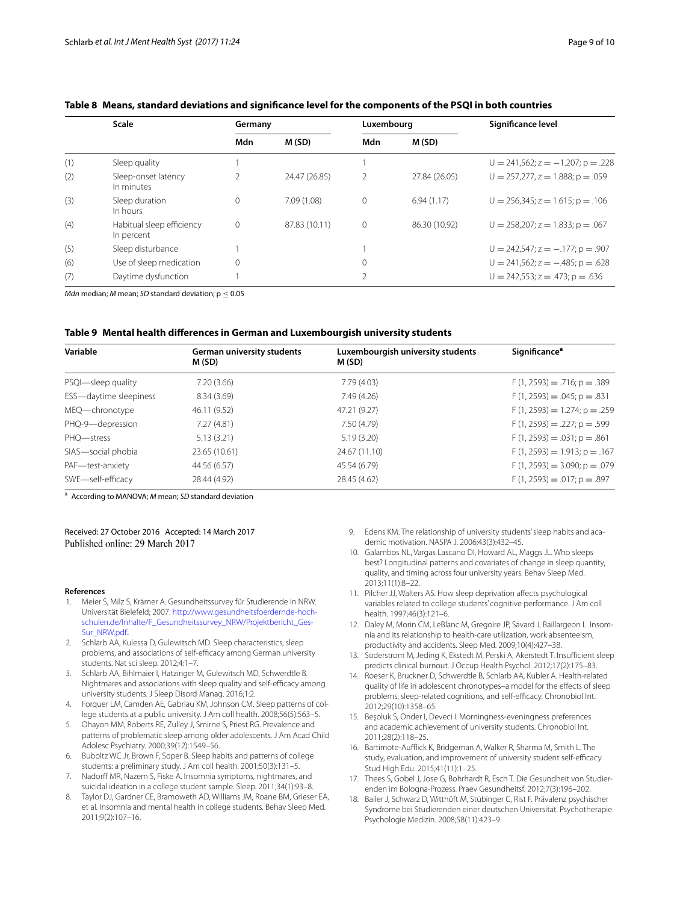**Table 8 Means, standard deviations and significance level for the components of the PSQI in both countries**

| | Scale | Germany | | Luxembourg | | Significance level |
|---|---|---|---|---|---|---|
| | | Mdn | M (SD) | Mdn | M (SD) | |
| (1) | Sleep quality | 1 | | 1 | | U = 241,562; z = −1.207; p = .228 |
| (2) | Sleep-onset latency In minutes | 2 | 24.47 (26.85) | 2 | 27.84 (26.05) | U = 257,277, z = 1.888; p = .059 |
| (3) | Sleep duration In hours | 0 | 7.09 (1.08) | 0 | 6.94 (1.17) | U = 256,345; z = 1.615; p = .106 |
| (4) | Habitual sleep efficiency In percent | 0 | 87.83 (10.11) | 0 | 86.30 (10.92) | U = 258,207; z = 1.833; p = .067 |
| (5) | Sleep disturbance | 1 | | 1 | | U = 242,547; z = −.177; p = .907 |
| (6) | Use of sleep medication | 0 | | 0 | | U = 241,562; z = −.485; p = .628 |
| (7) | Daytime dysfunction | 1 | | 2 | | U = 242,553; z = .473; p = .636 |

*Mdn* median; *M* mean; *SD* standard deviation; p ≤ 0.05

**Table 9 Mental health differences in German and Luxembourgish university students**

| Variable | German university students M (SD) | Luxembourgish university students M (SD) | Significance[a] |
|---|---|---|---|
| PSQI—sleep quality | 7.20 (3.66) | 7.79 (4.03) | F (1, 2593) = .716; p = .389 |
| ESS—daytime sleepiness | 8.34 (3.69) | 7.49 (4.26) | F (1, 2593) = .045; p = .831 |
| MEQ—chronotype | 46.11 (9.52) | 47.21 (9.27) | F (1, 2593) = 1.274; p = .259 |
| PHQ-9—depression | 7.27 (4.81) | 7.50 (4.79) | F (1, 2593) = .227; p = .599 |
| PHQ—stress | 5.13 (3.21) | 5.19 (3.20) | F (1, 2593) = .031; p = .861 |
| SIAS—social phobia | 23.65 (10.61) | 24.67 (11.10) | F (1, 2593) = 1.913; p = .167 |
| PAF—test-anxiety | 44.56 (6.57) | 45.54 (6.79) | F (1, 2593) = 3.090; p = .079 |
| SWE—self-efficacy | 28.44 (4.92) | 28.45 (4.62) | F (1, 2593) = .017; p = .897 |

[a] According to MANOVA; *M* mean; *SD* standard deviation

Received: 27 October 2016 Accepted: 14 March 2017
Published online: 29 March 2017

## References

1. Meier S, Milz S, Krämer A. Gesundheitssurvey für Studierende in NRW. Universität Bielefeld; 2007. http://www.gesundheitsfoerdernde-hochschulen.de/Inhalte/F_Gesundheitssurvey_NRW/Projektbericht_GesSur_NRW.pdf.
2. Schlarb AA, Kulessa D, Gulewitsch MD. Sleep characteristics, sleep problems, and associations of self-efficacy among German university students. Nat sci sleep. 2012;4:1–7.
3. Schlarb AA, Bihlmaier I, Hatzinger M, Gulewitsch MD, Schwerdtle B. Nightmares and associations with sleep quality and self-efficacy among university students. J Sleep Disord Manag. 2016;1:2.
4. Forquer LM, Camden AE, Gabriau KM, Johnson CM. Sleep patterns of college students at a public university. J Am coll health. 2008;56(5):563–5.
5. Ohayon MM, Roberts RE, Zulley J, Smirne S, Priest RG. Prevalence and patterns of problematic sleep among older adolescents. J Am Acad Child Adolesc Psychiatry. 2000;39(12):1549–56.
6. Buboltz WC Jr, Brown F, Soper B. Sleep habits and patterns of college students: a preliminary study. J Am coll health. 2001;50(3):131–5.
7. Nadorff MR, Nazem S, Fiske A. Insomnia symptoms, nightmares, and suicidal ideation in a college student sample. Sleep. 2011;34(1):93–8.
8. Taylor DJ, Gardner CE, Bramoweth AD, Williams JM, Roane BM, Grieser EA, et al. Insomnia and mental health in college students. Behav Sleep Med. 2011;9(2):107–16.
9. Edens KM. The relationship of university students' sleep habits and academic motivation. NASPA J. 2006;43(3):432–45.
10. Galambos NL, Vargas Lascano DI, Howard AL, Maggs JL. Who sleeps best? Longitudinal patterns and covariates of change in sleep quantity, quality, and timing across four university years. Behav Sleep Med. 2013;11(1):8–22.
11. Pilcher JJ, Walters AS. How sleep deprivation affects psychological variables related to college students' cognitive performance. J Am coll health. 1997;46(3):121–6.
12. Daley M, Morin CM, LeBlanc M, Gregoire JP, Savard J, Baillargeon L. Insomnia and its relationship to health-care utilization, work absenteeism, productivity and accidents. Sleep Med. 2009;10(4):427–38.
13. Soderstrom M, Jeding K, Ekstedt M, Perski A, Akerstedt T. Insufficient sleep predicts clinical burnout. J Occup Health Psychol. 2012;17(2):175–83.
14. Roeser K, Bruckner D, Schwerdtle B, Schlarb AA, Kubler A. Health-related quality of life in adolescent chronotypes–a model for the effects of sleep problems, sleep-related cognitions, and self-efficacy. Chronobiol Int. 2012;29(10):1358–65.
15. Beşoluk S, Onder I, Deveci I. Morningness-eveningness preferences and academic achievement of university students. Chronobiol Int. 2011;28(2):118–25.
16. Bartimote-Aufflick K, Bridgeman A, Walker R, Sharma M, Smith L. The study, evaluation, and improvement of university student self-efficacy. Stud High Edu. 2015;41(11):1–25.
17. Thees S, Gobel J, Jose G, Bohrhardt R, Esch T. Die Gesundheit von Studierenden im Bologna-Prozess. Praev Gesundheitsf. 2012;7(3):196–202.
18. Bailer J, Schwarz D, Witthöft M, Stübinger C, Rist F. Prävalenz psychischer Syndrome bei Studierenden einer deutschen Universität. Psychotherapie Psychologie Medizin. 2008;58(11):423–9.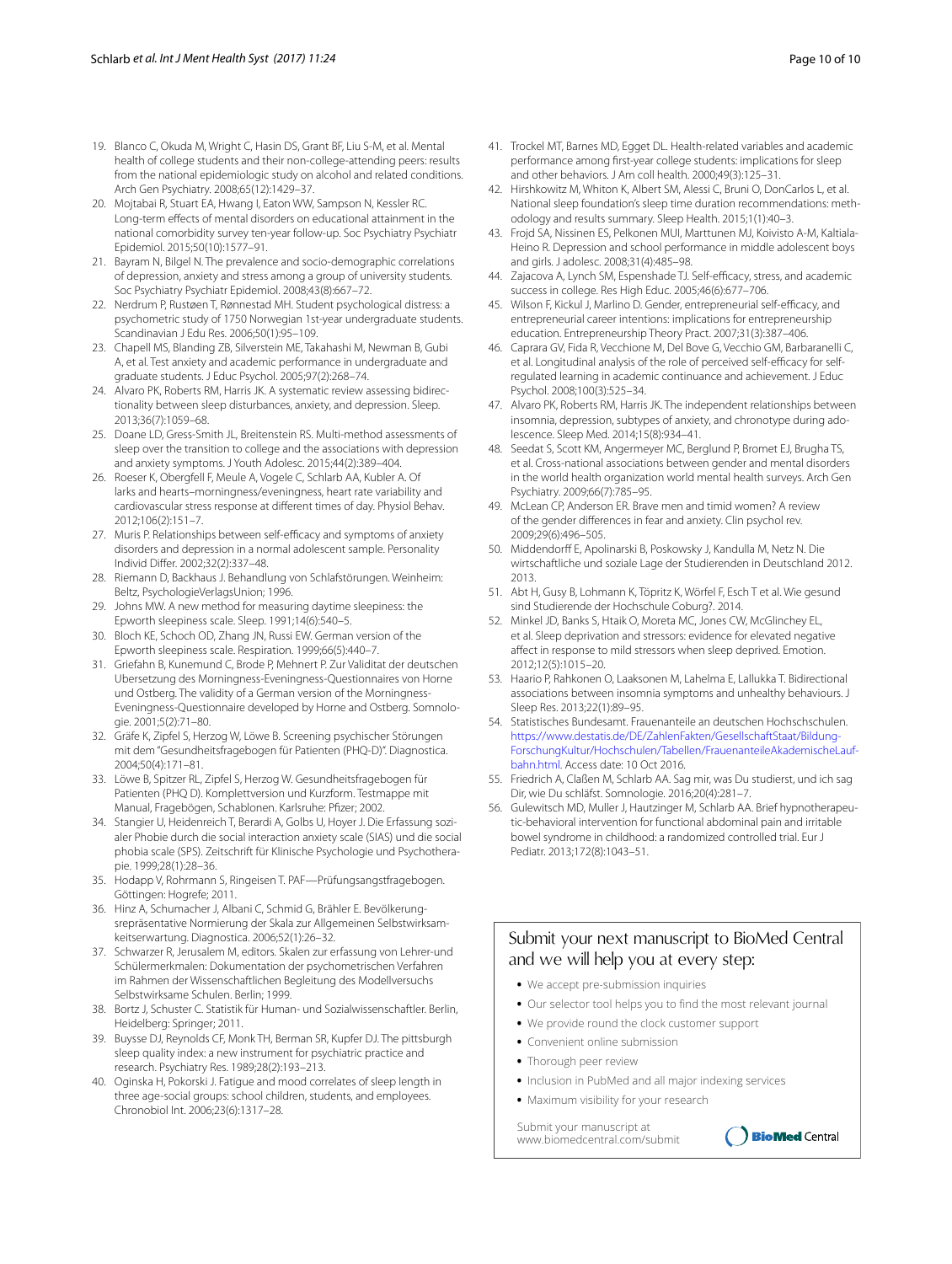19. Blanco C, Okuda M, Wright C, Hasin DS, Grant BF, Liu S-M, et al. Mental health of college students and their non-college-attending peers: results from the national epidemiologic study on alcohol and related conditions. Arch Gen Psychiatry. 2008;65(12):1429–37.
20. Mojtabai R, Stuart EA, Hwang I, Eaton WW, Sampson N, Kessler RC. Long-term effects of mental disorders on educational attainment in the national comorbidity survey ten-year follow-up. Soc Psychiatry Psychiatr Epidemiol. 2015;50(10):1577–91.
21. Bayram N, Bilgel N. The prevalence and socio-demographic correlations of depression, anxiety and stress among a group of university students. Soc Psychiatry Psychiatr Epidemiol. 2008;43(8):667–72.
22. Nerdrum P, Rustøen T, Rønnestad MH. Student psychological distress: a psychometric study of 1750 Norwegian 1st-year undergraduate students. Scandinavian J Edu Res. 2006;50(1):95–109.
23. Chapell MS, Blanding ZB, Silverstein ME, Takahashi M, Newman B, Gubi A, et al. Test anxiety and academic performance in undergraduate and graduate students. J Educ Psychol. 2005;97(2):268–74.
24. Alvaro PK, Roberts RM, Harris JK. A systematic review assessing bidirectionality between sleep disturbances, anxiety, and depression. Sleep. 2013;36(7):1059–68.
25. Doane LD, Gress-Smith JL, Breitenstein RS. Multi-method assessments of sleep over the transition to college and the associations with depression and anxiety symptoms. J Youth Adolesc. 2015;44(2):389–404.
26. Roeser K, Obergfell F, Meule A, Vogele C, Schlarb AA, Kubler A. Of larks and hearts–morningness/eveningness, heart rate variability and cardiovascular stress response at different times of day. Physiol Behav. 2012;106(2):151–7.
27. Muris P. Relationships between self-efficacy and symptoms of anxiety disorders and depression in a normal adolescent sample. Personality Individ Differ. 2002;32(2):337–48.
28. Riemann D, Backhaus J. Behandlung von Schlafstörungen. Weinheim: Beltz, PsychologieVerlagsUnion; 1996.
29. Johns MW. A new method for measuring daytime sleepiness: the Epworth sleepiness scale. Sleep. 1991;14(6):540–5.
30. Bloch KE, Schoch OD, Zhang JN, Russi EW. German version of the Epworth sleepiness scale. Respiration. 1999;66(5):440–7.
31. Griefahn B, Kunemund C, Brode P, Mehnert P. Zur Validitat der deutschen Ubersetzung des Morningness-Eveningness-Questionnaires von Horne und Ostberg. The validity of a German version of the Morningness-Eveningness-Questionnaire developed by Horne and Ostberg. Somnologie. 2001;5(2):71–80.
32. Gräfe K, Zipfel S, Herzog W, Löwe B. Screening psychischer Störungen mit dem "Gesundheitsfragebogen für Patienten (PHQ-D)". Diagnostica. 2004;50(4):171–81.
33. Löwe B, Spitzer RL, Zipfel S, Herzog W. Gesundheitsfragebogen für Patienten (PHQ D). Komplettversion und Kurzform. Testmappe mit Manual, Fragebögen, Schablonen. Karlsruhe: Pfizer; 2002.
34. Stangier U, Heidenreich T, Berardi A, Golbs U, Hoyer J. Die Erfassung sozialer Phobie durch die social interaction anxiety scale (SIAS) und die social phobia scale (SPS). Zeitschrift für Klinische Psychologie und Psychotherapie. 1999;28(1):28–36.
35. Hodapp V, Rohrmann S, Ringeisen T. PAF—Prüfungsangstfragebogen. Göttingen: Hogrefe; 2011.
36. Hinz A, Schumacher J, Albani C, Schmid G, Brähler E. Bevölkerungsrepräsentative Normierung der Skala zur Allgemeinen Selbstwirksamkeitserwartung. Diagnostica. 2006;52(1):26–32.
37. Schwarzer R, Jerusalem M, editors. Skalen zur erfassung von Lehrer-und Schülermerkmalen: Dokumentation der psychometrischen Verfahren im Rahmen der Wissenschaftlichen Begleitung des Modellversuchs Selbstwirksame Schulen. Berlin; 1999.
38. Bortz J, Schuster C. Statistik für Human- und Sozialwissenschaftler. Berlin, Heidelberg: Springer; 2011.
39. Buysse DJ, Reynolds CF, Monk TH, Berman SR, Kupfer DJ. The pittsburgh sleep quality index: a new instrument for psychiatric practice and research. Psychiatry Res. 1989;28(2):193–213.
40. Oginska H, Pokorski J. Fatigue and mood correlates of sleep length in three age-social groups: school children, students, and employees. Chronobiol Int. 2006;23(6):1317–28.
41. Trockel MT, Barnes MD, Egget DL. Health-related variables and academic performance among first-year college students: implications for sleep and other behaviors. J Am coll health. 2000;49(3):125–31.
42. Hirshkowitz M, Whiton K, Albert SM, Alessi C, Bruni O, DonCarlos L, et al. National sleep foundation's sleep time duration recommendations: methodology and results summary. Sleep Health. 2015;1(1):40–3.
43. Frojd SA, Nissinen ES, Pelkonen MUI, Marttunen MJ, Koivisto A-M, Kaltiala-Heino R. Depression and school performance in middle adolescent boys and girls. J adolesc. 2008;31(4):485–98.
44. Zajacova A, Lynch SM, Espenshade TJ. Self-efficacy, stress, and academic success in college. Res High Educ. 2005;46(6):677–706.
45. Wilson F, Kickul J, Marlino D. Gender, entrepreneurial self-efficacy, and entrepreneurial career intentions: implications for entrepreneurship education. Entrepreneurship Theory Pract. 2007;31(3):387–406.
46. Caprara GV, Fida R, Vecchione M, Del Bove G, Vecchio GM, Barbaranelli C, et al. Longitudinal analysis of the role of perceived self-efficacy for self-regulated learning in academic continuance and achievement. J Educ Psychol. 2008;100(3):525–34.
47. Alvaro PK, Roberts RM, Harris JK. The independent relationships between insomnia, depression, subtypes of anxiety, and chronotype during adolescence. Sleep Med. 2014;15(8):934–41.
48. Seedat S, Scott KM, Angermeyer MC, Berglund P, Bromet EJ, Brugha TS, et al. Cross-national associations between gender and mental disorders in the world health organization world mental health surveys. Arch Gen Psychiatry. 2009;66(7):785–95.
49. McLean CP, Anderson ER. Brave men and timid women? A review of the gender differences in fear and anxiety. Clin psychol rev. 2009;29(6):496–505.
50. Middendorff E, Apolinarski B, Poskowsky J, Kandulla M, Netz N. Die wirtschaftliche und soziale Lage der Studierenden in Deutschland 2012. 2013.
51. Abt H, Gusy B, Lohmann K, Töpritz K, Wörfel F, Esch T et al. Wie gesund sind Studierende der Hochschule Coburg?. 2014.
52. Minkel JD, Banks S, Htaik O, Moreta MC, Jones CW, McGlinchey EL, et al. Sleep deprivation and stressors: evidence for elevated negative affect in response to mild stressors when sleep deprived. Emotion. 2012;12(5):1015–20.
53. Haario P, Rahkonen O, Laaksonen M, Lahelma E, Lallukka T. Bidirectional associations between insomnia symptoms and unhealthy behaviours. J Sleep Res. 2013;22(1):89–95.
54. Statistisches Bundesamt. Frauenanteile an deutschen Hochschschulen. https://www.destatis.de/DE/ZahlenFakten/GesellschaftStaat/Bildung-ForschungKultur/Hochschulen/Tabellen/FrauenanteileAkademischeLaufbahn.html. Access date: 10 Oct 2016.
55. Friedrich A, Claßen M, Schlarb AA. Sag mir, was Du studierst, und ich sag Dir, wie Du schläfst. Somnologie. 2016;20(4):281–7.
56. Gulewitsch MD, Muller J, Hautzinger M, Schlarb AA. Brief hypnotherapeutic-behavioral intervention for functional abdominal pain and irritable bowel syndrome in childhood: a randomized controlled trial. Eur J Pediatr. 2013;172(8):1043–51.

Submit your next manuscript to BioMed Central and we will help you at every step:

- We accept pre-submission inquiries
- Our selector tool helps you to find the most relevant journal
- We provide round the clock customer support
- Convenient online submission
- Thorough peer review
- Inclusion in PubMed and all major indexing services
- Maximum visibility for your research

Submit your manuscript at www.biomedcentral.com/submit

BioMed Central